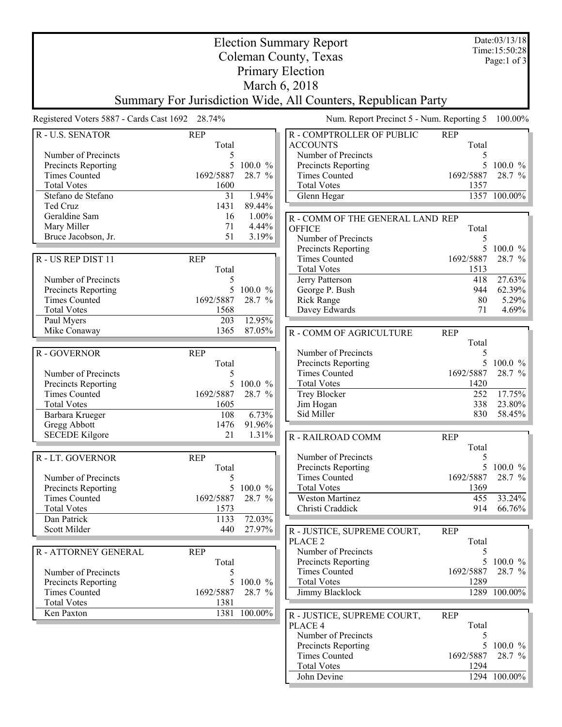# Election Summary Report
## Coleman County, Texas
## Primary Election
## March 6, 2018
## Summary For Jurisdiction Wide, All Counters, Republican Party

Date:03/13/18
Time:15:50:28

Registered Voters 5887 - Cards Cast 1692 28.74%

Num. Report Precinct 5 - Num. Reporting 5 100.00%

### R - U.S. SENATOR

| | REP Total | |
|---|---|---|
| Number of Precincts | 5 | |
| Precincts Reporting | 5 | 100.0 % |
| Times Counted | 1692/5887 | 28.7 % |
| Total Votes | 1600 | |
| Stefano de Stefano | 31 | 1.94% |
| Ted Cruz | 1431 | 89.44% |
| Geraldine Sam | 16 | 1.00% |
| Mary Miller | 71 | 4.44% |
| Bruce Jacobson, Jr. | 51 | 3.19% |

### R - US REP DIST 11

| | REP Total | |
|---|---|---|
| Number of Precincts | 5 | |
| Precincts Reporting | 5 | 100.0 % |
| Times Counted | 1692/5887 | 28.7 % |
| Total Votes | 1568 | |
| Paul Myers | 203 | 12.95% |
| Mike Conaway | 1365 | 87.05% |

### R - GOVERNOR

| | REP Total | |
|---|---|---|
| Number of Precincts | 5 | |
| Precincts Reporting | 5 | 100.0 % |
| Times Counted | 1692/5887 | 28.7 % |
| Total Votes | 1605 | |
| Barbara Krueger | 108 | 6.73% |
| Gregg Abbott | 1476 | 91.96% |
| SECEDE Kilgore | 21 | 1.31% |

### R - LT. GOVERNOR

| | REP Total | |
|---|---|---|
| Number of Precincts | 5 | |
| Precincts Reporting | 5 | 100.0 % |
| Times Counted | 1692/5887 | 28.7 % |
| Total Votes | 1573 | |
| Dan Patrick | 1133 | 72.03% |
| Scott Milder | 440 | 27.97% |

### R - ATTORNEY GENERAL

| | REP Total | |
|---|---|---|
| Number of Precincts | 5 | |
| Precincts Reporting | 5 | 100.0 % |
| Times Counted | 1692/5887 | 28.7 % |
| Total Votes | 1381 | |
| Ken Paxton | 1381 | 100.00% |

### R - COMPTROLLER OF PUBLIC ACCOUNTS

| | REP Total | |
|---|---|---|
| Number of Precincts | 5 | |
| Precincts Reporting | 5 | 100.0 % |
| Times Counted | 1692/5887 | 28.7 % |
| Total Votes | 1357 | |
| Glenn Hegar | 1357 | 100.00% |

### R - COMM OF THE GENERAL LAND OFFICE

| | REP Total | |
|---|---|---|
| Number of Precincts | 5 | |
| Precincts Reporting | 5 | 100.0 % |
| Times Counted | 1692/5887 | 28.7 % |
| Total Votes | 1513 | |
| Jerry Patterson | 418 | 27.63% |
| George P. Bush | 944 | 62.39% |
| Rick Range | 80 | 5.29% |
| Davey Edwards | 71 | 4.69% |

### R - COMM OF AGRICULTURE

| | REP Total | |
|---|---|---|
| Number of Precincts | 5 | |
| Precincts Reporting | 5 | 100.0 % |
| Times Counted | 1692/5887 | 28.7 % |
| Total Votes | 1420 | |
| Trey Blocker | 252 | 17.75% |
| Jim Hogan | 338 | 23.80% |
| Sid Miller | 830 | 58.45% |

### R - RAILROAD COMM

| | REP Total | |
|---|---|---|
| Number of Precincts | 5 | |
| Precincts Reporting | 5 | 100.0 % |
| Times Counted | 1692/5887 | 28.7 % |
| Total Votes | 1369 | |
| Weston Martinez | 455 | 33.24% |
| Christi Craddick | 914 | 66.76% |

### R - JUSTICE, SUPREME COURT, PLACE 2

| | REP Total | |
|---|---|---|
| Number of Precincts | 5 | |
| Precincts Reporting | 5 | 100.0 % |
| Times Counted | 1692/5887 | 28.7 % |
| Total Votes | 1289 | |
| Jimmy Blacklock | 1289 | 100.00% |

### R - JUSTICE, SUPREME COURT, PLACE 4

| | REP Total | |
|---|---|---|
| Number of Precincts | 5 | |
| Precincts Reporting | 5 | 100.0 % |
| Times Counted | 1692/5887 | 28.7 % |
| Total Votes | 1294 | |
| John Devine | 1294 | 100.00% |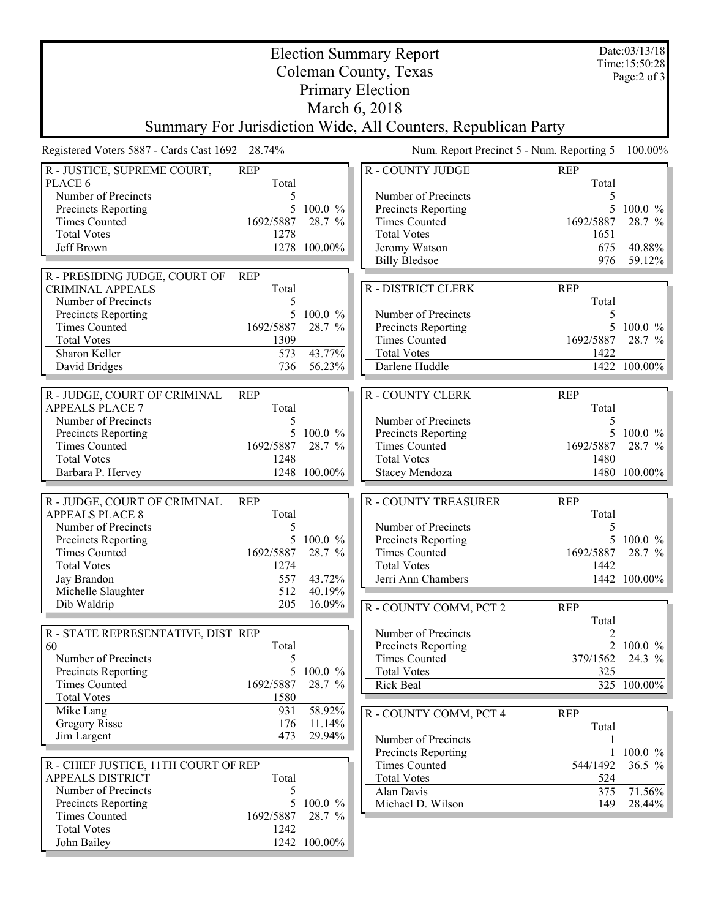# Election Summary Report
## Coleman County, Texas
## Primary Election
## March 6, 2018
## Summary For Jurisdiction Wide, All Counters, Republican Party

Date:03/13/18
Time:15:50:28

Registered Voters 5887 - Cards Cast 1692 28.74%

Num. Report Precinct 5 - Num. Reporting 5 100.00%

### R - JUSTICE, SUPREME COURT, PLACE 6

| | REP Total | |
|---|---|---|
| Number of Precincts | 5 | |
| Precincts Reporting | 5 | 100.0 % |
| Times Counted | 1692/5887 | 28.7 % |
| Total Votes | 1278 | |
| Jeff Brown | 1278 | 100.00% |

### R - PRESIDING JUDGE, COURT OF CRIMINAL APPEALS

| | REP Total | |
|---|---|---|
| Number of Precincts | 5 | |
| Precincts Reporting | 5 | 100.0 % |
| Times Counted | 1692/5887 | 28.7 % |
| Total Votes | 1309 | |
| Sharon Keller | 573 | 43.77% |
| David Bridges | 736 | 56.23% |

### R - JUDGE, COURT OF CRIMINAL APPEALS PLACE 7

| | REP Total | |
|---|---|---|
| Number of Precincts | 5 | |
| Precincts Reporting | 5 | 100.0 % |
| Times Counted | 1692/5887 | 28.7 % |
| Total Votes | 1248 | |
| Barbara P. Hervey | 1248 | 100.00% |

### R - JUDGE, COURT OF CRIMINAL APPEALS PLACE 8

| | REP Total | |
|---|---|---|
| Number of Precincts | 5 | |
| Precincts Reporting | 5 | 100.0 % |
| Times Counted | 1692/5887 | 28.7 % |
| Total Votes | 1274 | |
| Jay Brandon | 557 | 43.72% |
| Michelle Slaughter | 512 | 40.19% |
| Dib Waldrip | 205 | 16.09% |

### R - STATE REPRESENTATIVE, DIST 60

| | REP Total | |
|---|---|---|
| Number of Precincts | 5 | |
| Precincts Reporting | 5 | 100.0 % |
| Times Counted | 1692/5887 | 28.7 % |
| Total Votes | 1580 | |
| Mike Lang | 931 | 58.92% |
| Gregory Risse | 176 | 11.14% |
| Jim Largent | 473 | 29.94% |

### R - CHIEF JUSTICE, 11TH COURT OF APPEALS DISTRICT

| | REP Total | |
|---|---|---|
| Number of Precincts | 5 | |
| Precincts Reporting | 5 | 100.0 % |
| Times Counted | 1692/5887 | 28.7 % |
| Total Votes | 1242 | |
| John Bailey | 1242 | 100.00% |

### R - COUNTY JUDGE

| | REP Total | |
|---|---|---|
| Number of Precincts | 5 | |
| Precincts Reporting | 5 | 100.0 % |
| Times Counted | 1692/5887 | 28.7 % |
| Total Votes | 1651 | |
| Jeromy Watson | 675 | 40.88% |
| Billy Bledsoe | 976 | 59.12% |

### R - DISTRICT CLERK

| | REP Total | |
|---|---|---|
| Number of Precincts | 5 | |
| Precincts Reporting | 5 | 100.0 % |
| Times Counted | 1692/5887 | 28.7 % |
| Total Votes | 1422 | |
| Darlene Huddle | 1422 | 100.00% |

### R - COUNTY CLERK

| | REP Total | |
|---|---|---|
| Number of Precincts | 5 | |
| Precincts Reporting | 5 | 100.0 % |
| Times Counted | 1692/5887 | 28.7 % |
| Total Votes | 1480 | |
| Stacey Mendoza | 1480 | 100.00% |

### R - COUNTY TREASURER

| | REP Total | |
|---|---|---|
| Number of Precincts | 5 | |
| Precincts Reporting | 5 | 100.0 % |
| Times Counted | 1692/5887 | 28.7 % |
| Total Votes | 1442 | |
| Jerri Ann Chambers | 1442 | 100.00% |

### R - COUNTY COMM, PCT 2

| | REP Total | |
|---|---|---|
| Number of Precincts | 2 | |
| Precincts Reporting | 2 | 100.0 % |
| Times Counted | 379/1562 | 24.3 % |
| Total Votes | 325 | |
| Rick Beal | 325 | 100.00% |

### R - COUNTY COMM, PCT 4

| | REP Total | |
|---|---|---|
| Number of Precincts | 1 | |
| Precincts Reporting | 1 | 100.0 % |
| Times Counted | 544/1492 | 36.5 % |
| Total Votes | 524 | |
| Alan Davis | 375 | 71.56% |
| Michael D. Wilson | 149 | 28.44% |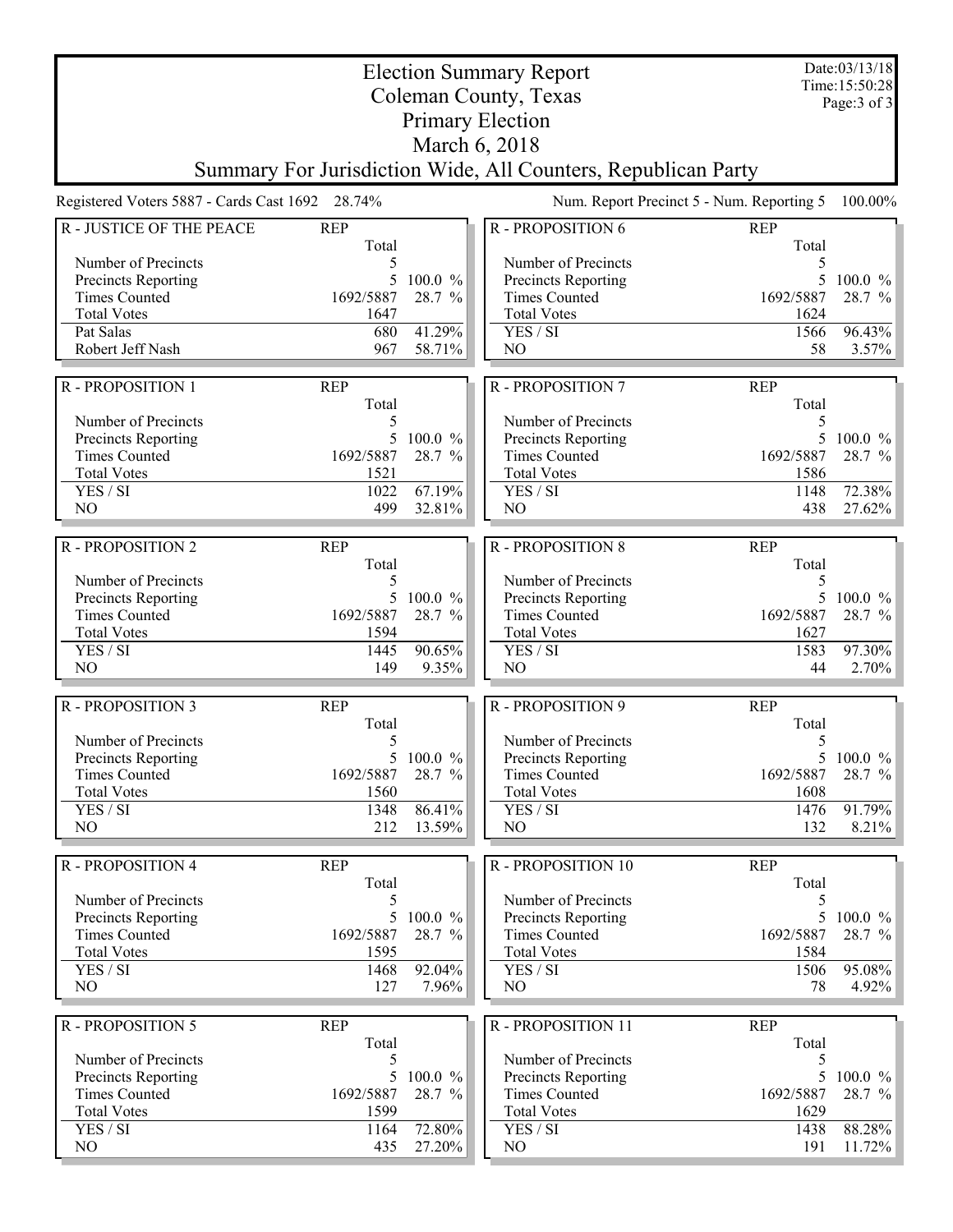# Election Summary Report

## Coleman County, Texas

## Primary Election

## March 6, 2018

## Summary For Jurisdiction Wide, All Counters, Republican Party

Date:03/13/18
Time:15:50:28

Registered Voters 5887 - Cards Cast 1692 28.74%

Num. Report Precinct 5 - Num. Reporting 5 100.00%

| R - JUSTICE OF THE PEACE | REP | |
|---|---|---|
| | Total | |
| Number of Precincts | 5 | |
| Precincts Reporting | 5 | 100.0 % |
| Times Counted | 1692/5887 | 28.7 % |
| Total Votes | 1647 | |
| Pat Salas | 680 | 41.29% |
| Robert Jeff Nash | 967 | 58.71% |

| R - PROPOSITION 1 | REP | |
|---|---|---|
| | Total | |
| Number of Precincts | 5 | |
| Precincts Reporting | 5 | 100.0 % |
| Times Counted | 1692/5887 | 28.7 % |
| Total Votes | 1521 | |
| YES / SI | 1022 | 67.19% |
| NO | 499 | 32.81% |

| R - PROPOSITION 2 | REP | |
|---|---|---|
| | Total | |
| Number of Precincts | 5 | |
| Precincts Reporting | 5 | 100.0 % |
| Times Counted | 1692/5887 | 28.7 % |
| Total Votes | 1594 | |
| YES / SI | 1445 | 90.65% |
| NO | 149 | 9.35% |

| R - PROPOSITION 3 | REP | |
|---|---|---|
| | Total | |
| Number of Precincts | 5 | |
| Precincts Reporting | 5 | 100.0 % |
| Times Counted | 1692/5887 | 28.7 % |
| Total Votes | 1560 | |
| YES / SI | 1348 | 86.41% |
| NO | 212 | 13.59% |

| R - PROPOSITION 4 | REP | |
|---|---|---|
| | Total | |
| Number of Precincts | 5 | |
| Precincts Reporting | 5 | 100.0 % |
| Times Counted | 1692/5887 | 28.7 % |
| Total Votes | 1595 | |
| YES / SI | 1468 | 92.04% |
| NO | 127 | 7.96% |

| R - PROPOSITION 5 | REP | |
|---|---|---|
| | Total | |
| Number of Precincts | 5 | |
| Precincts Reporting | 5 | 100.0 % |
| Times Counted | 1692/5887 | 28.7 % |
| Total Votes | 1599 | |
| YES / SI | 1164 | 72.80% |
| NO | 435 | 27.20% |

| R - PROPOSITION 6 | REP | |
|---|---|---|
| | Total | |
| Number of Precincts | 5 | |
| Precincts Reporting | 5 | 100.0 % |
| Times Counted | 1692/5887 | 28.7 % |
| Total Votes | 1624 | |
| YES / SI | 1566 | 96.43% |
| NO | 58 | 3.57% |

| R - PROPOSITION 7 | REP | |
|---|---|---|
| | Total | |
| Number of Precincts | 5 | |
| Precincts Reporting | 5 | 100.0 % |
| Times Counted | 1692/5887 | 28.7 % |
| Total Votes | 1586 | |
| YES / SI | 1148 | 72.38% |
| NO | 438 | 27.62% |

| R - PROPOSITION 8 | REP | |
|---|---|---|
| | Total | |
| Number of Precincts | 5 | |
| Precincts Reporting | 5 | 100.0 % |
| Times Counted | 1692/5887 | 28.7 % |
| Total Votes | 1627 | |
| YES / SI | 1583 | 97.30% |
| NO | 44 | 2.70% |

| R - PROPOSITION 9 | REP | |
|---|---|---|
| | Total | |
| Number of Precincts | 5 | |
| Precincts Reporting | 5 | 100.0 % |
| Times Counted | 1692/5887 | 28.7 % |
| Total Votes | 1608 | |
| YES / SI | 1476 | 91.79% |
| NO | 132 | 8.21% |

| R - PROPOSITION 10 | REP | |
|---|---|---|
| | Total | |
| Number of Precincts | 5 | |
| Precincts Reporting | 5 | 100.0 % |
| Times Counted | 1692/5887 | 28.7 % |
| Total Votes | 1584 | |
| YES / SI | 1506 | 95.08% |
| NO | 78 | 4.92% |

| R - PROPOSITION 11 | REP | |
|---|---|---|
| | Total | |
| Number of Precincts | 5 | |
| Precincts Reporting | 5 | 100.0 % |
| Times Counted | 1692/5887 | 28.7 % |
| Total Votes | 1629 | |
| YES / SI | 1438 | 88.28% |
| NO | 191 | 11.72% |